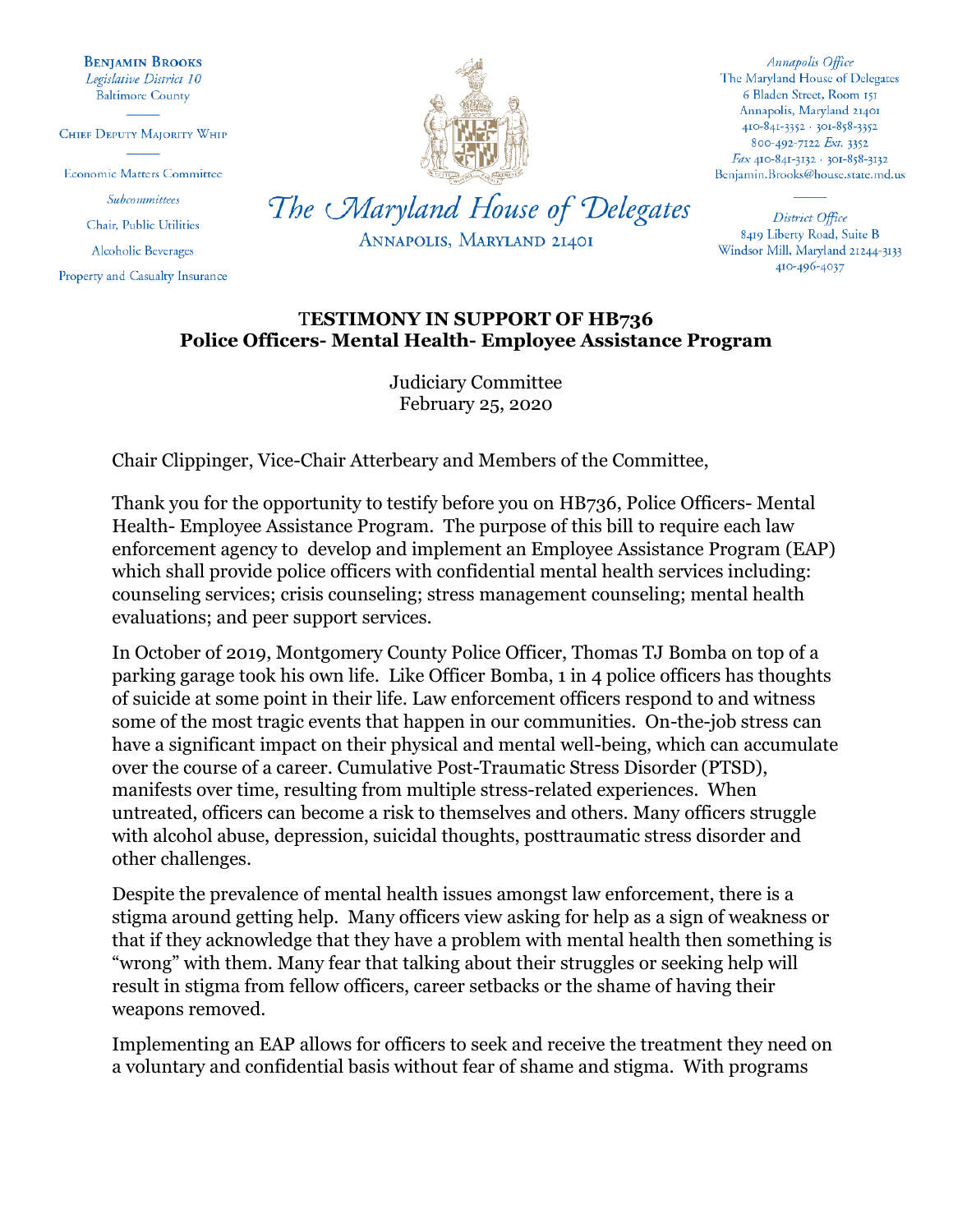**Benjamin Brooks**
*Legislative District 10*
Baltimore County

Chief Deputy Majority Whip

Economic Matters Committee

*Subcommittees*

Chair, Public Utilities

Alcoholic Beverages

Property and Casualty Insurance

*The Maryland House of Delegates*
Annapolis, Maryland 21401

*Annapolis Office*
The Maryland House of Delegates
6 Bladen Street, Room 151
Annapolis, Maryland 21401
410-841-3352 · 301-858-3352
800-492-7122 *Ext.* 3352
*Fax* 410-841-3132 · 301-858-3132
Benjamin.Brooks@house.state.md.us

*District Office*
8419 Liberty Road, Suite B
Windsor Mill, Maryland 21244-3133
410-496-4037

**TESTIMONY IN SUPPORT OF HB736**
**Police Officers- Mental Health- Employee Assistance Program**

Judiciary Committee
February 25, 2020

Chair Clippinger, Vice-Chair Atterbeary and Members of the Committee,

Thank you for the opportunity to testify before you on HB736, Police Officers- Mental Health- Employee Assistance Program. The purpose of this bill to require each law enforcement agency to develop and implement an Employee Assistance Program (EAP) which shall provide police officers with confidential mental health services including: counseling services; crisis counseling; stress management counseling; mental health evaluations; and peer support services.

In October of 2019, Montgomery County Police Officer, Thomas TJ Bomba on top of a parking garage took his own life. Like Officer Bomba, 1 in 4 police officers has thoughts of suicide at some point in their life. Law enforcement officers respond to and witness some of the most tragic events that happen in our communities. On-the-job stress can have a significant impact on their physical and mental well-being, which can accumulate over the course of a career. Cumulative Post-Traumatic Stress Disorder (PTSD), manifests over time, resulting from multiple stress-related experiences. When untreated, officers can become a risk to themselves and others. Many officers struggle with alcohol abuse, depression, suicidal thoughts, posttraumatic stress disorder and other challenges.

Despite the prevalence of mental health issues amongst law enforcement, there is a stigma around getting help. Many officers view asking for help as a sign of weakness or that if they acknowledge that they have a problem with mental health then something is "wrong" with them. Many fear that talking about their struggles or seeking help will result in stigma from fellow officers, career setbacks or the shame of having their weapons removed.

Implementing an EAP allows for officers to seek and receive the treatment they need on a voluntary and confidential basis without fear of shame and stigma. With programs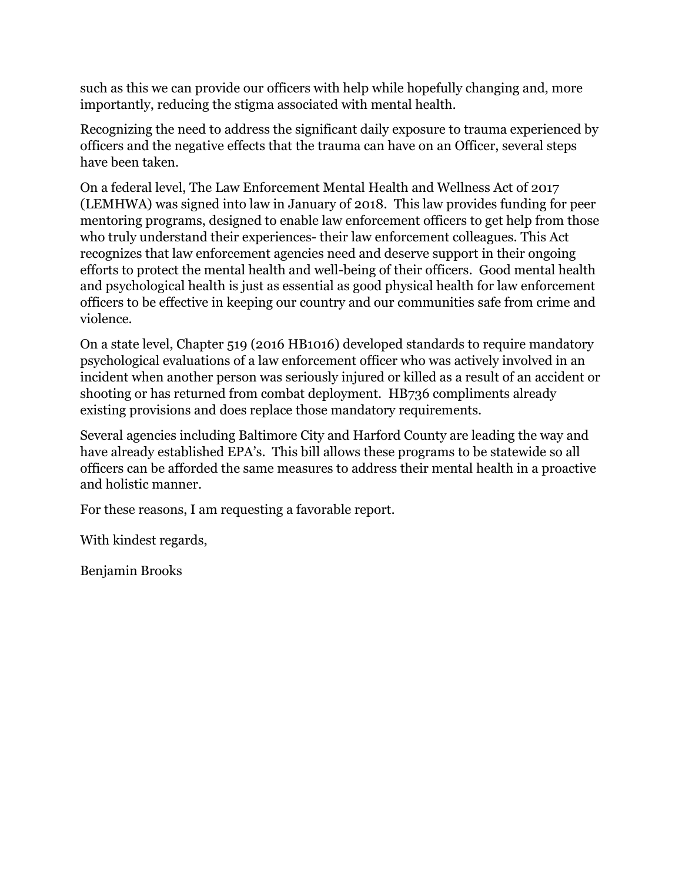such as this we can provide our officers with help while hopefully changing and, more importantly, reducing the stigma associated with mental health.

Recognizing the need to address the significant daily exposure to trauma experienced by officers and the negative effects that the trauma can have on an Officer, several steps have been taken.

On a federal level, The Law Enforcement Mental Health and Wellness Act of 2017 (LEMHWA) was signed into law in January of 2018. This law provides funding for peer mentoring programs, designed to enable law enforcement officers to get help from those who truly understand their experiences- their law enforcement colleagues. This Act recognizes that law enforcement agencies need and deserve support in their ongoing efforts to protect the mental health and well-being of their officers. Good mental health and psychological health is just as essential as good physical health for law enforcement officers to be effective in keeping our country and our communities safe from crime and violence.

On a state level, Chapter 519 (2016 HB1016) developed standards to require mandatory psychological evaluations of a law enforcement officer who was actively involved in an incident when another person was seriously injured or killed as a result of an accident or shooting or has returned from combat deployment. HB736 compliments already existing provisions and does replace those mandatory requirements.

Several agencies including Baltimore City and Harford County are leading the way and have already established EPA's. This bill allows these programs to be statewide so all officers can be afforded the same measures to address their mental health in a proactive and holistic manner.

For these reasons, I am requesting a favorable report.

With kindest regards,

Benjamin Brooks